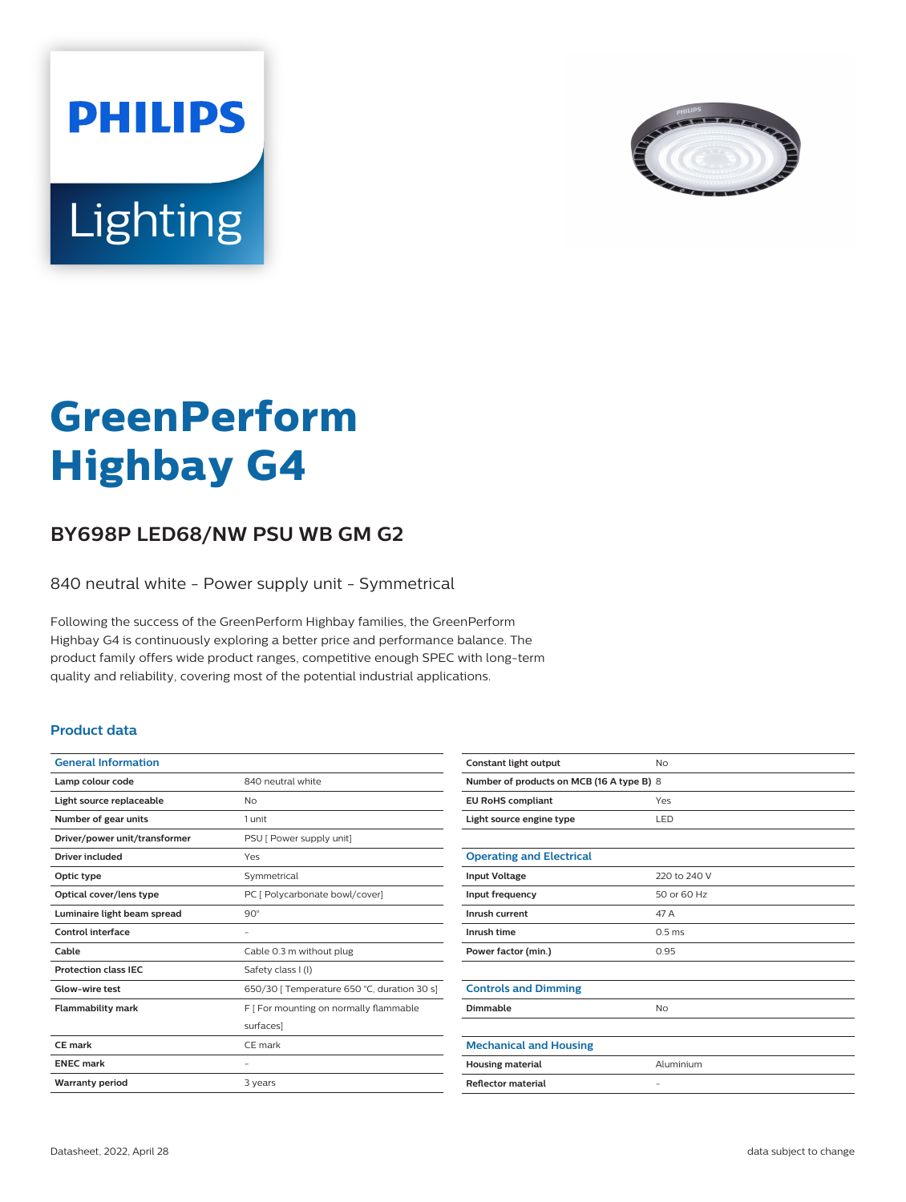# GreenPerform Highbay G4

## BY698P LED68/NW PSU WB GM G2

840 neutral white - Power supply unit - Symmetrical

Following the success of the GreenPerform Highbay families, the GreenPerform Highbay G4 is continuously exploring a better price and performance balance. The product family offers wide product ranges, competitive enough SPEC with long-term quality and reliability, covering most of the potential industrial applications.

### Product data

| General Information | |
|---|---|
| Lamp colour code | 840 neutral white |
| Light source replaceable | No |
| Number of gear units | 1 unit |
| Driver/power unit/transformer | PSU [ Power supply unit] |
| Driver included | Yes |
| Optic type | Symmetrical |
| Optical cover/lens type | PC [ Polycarbonate bowl/cover] |
| Luminaire light beam spread | 90° |
| Control interface | - |
| Cable | Cable 0.3 m without plug |
| Protection class IEC | Safety class I (I) |
| Glow-wire test | 650/30 [ Temperature 650 °C, duration 30 s] |
| Flammability mark | F [ For mounting on normally flammable surfaces] |
| CE mark | CE mark |
| ENEC mark | - |
| Warranty period | 3 years |
| Constant light output | No |
| Number of products on MCB (16 A type B) | 8 |
| EU RoHS compliant | Yes |
| Light source engine type | LED |

| Operating and Electrical | |
|---|---|
| Input Voltage | 220 to 240 V |
| Input frequency | 50 or 60 Hz |
| Inrush current | 47 A |
| Inrush time | 0.5 ms |
| Power factor (min.) | 0.95 |

| Controls and Dimming | |
|---|---|
| Dimmable | No |

| Mechanical and Housing | |
|---|---|
| Housing material | Aluminium |
| Reflector material | - |

Datasheet, 2022, April 28

data subject to change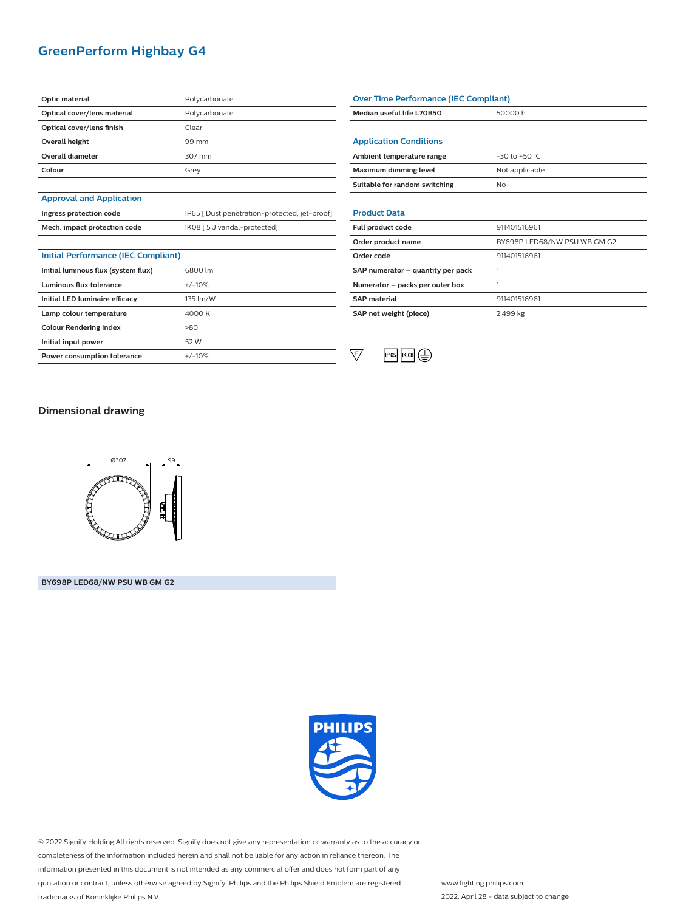## GreenPerform Highbay G4

| | |
|---|---|
| **Optic material** | Polycarbonate |
| **Optical cover/lens material** | Polycarbonate |
| **Optical cover/lens finish** | Clear |
| **Overall height** | 99 mm |
| **Overall diameter** | 307 mm |
| **Colour** | Grey |

### Approval and Application

| | |
|---|---|
| **Ingress protection code** | IP65 [ Dust penetration-protected, jet-proof] |
| **Mech. impact protection code** | IK08 [ 5 J vandal-protected] |

### Initial Performance (IEC Compliant)

| | |
|---|---|
| **Initial luminous flux (system flux)** | 6800 lm |
| **Luminous flux tolerance** | +/-10% |
| **Initial LED luminaire efficacy** | 135 lm/W |
| **Lamp colour temperature** | 4000 K |
| **Colour Rendering Index** | >80 |
| **Initial input power** | 52 W |
| **Power consumption tolerance** | +/-10% |

### Over Time Performance (IEC Compliant)

| | |
|---|---|
| **Median useful life L70B50** | 50000 h |

### Application Conditions

| | |
|---|---|
| **Ambient temperature range** | -30 to +50 °C |
| **Maximum dimming level** | Not applicable |
| **Suitable for random switching** | No |

### Product Data

| | |
|---|---|
| **Full product code** | 911401516961 |
| **Order product name** | BY698P LED68/NW PSU WB GM G2 |
| **Order code** | 911401516961 |
| **SAP numerator – quantity per pack** | 1 |
| **Numerator – packs per outer box** | 1 |
| **SAP material** | 911401516961 |
| **SAP net weight (piece)** | 2.499 kg |

F IP65 IK08

## Dimensional drawing

Ø307

99

**BY698P LED68/NW PSU WB GM G2**

© 2022 Signify Holding All rights reserved. Signify does not give any representation or warranty as to the accuracy or completeness of the information included herein and shall not be liable for any action in reliance thereon. The information presented in this document is not intended as any commercial offer and does not form part of any quotation or contract, unless otherwise agreed by Signify. Philips and the Philips Shield Emblem are registered trademarks of Koninklijke Philips N.V.

www.lighting.philips.com

2022, April 28 - data subject to change